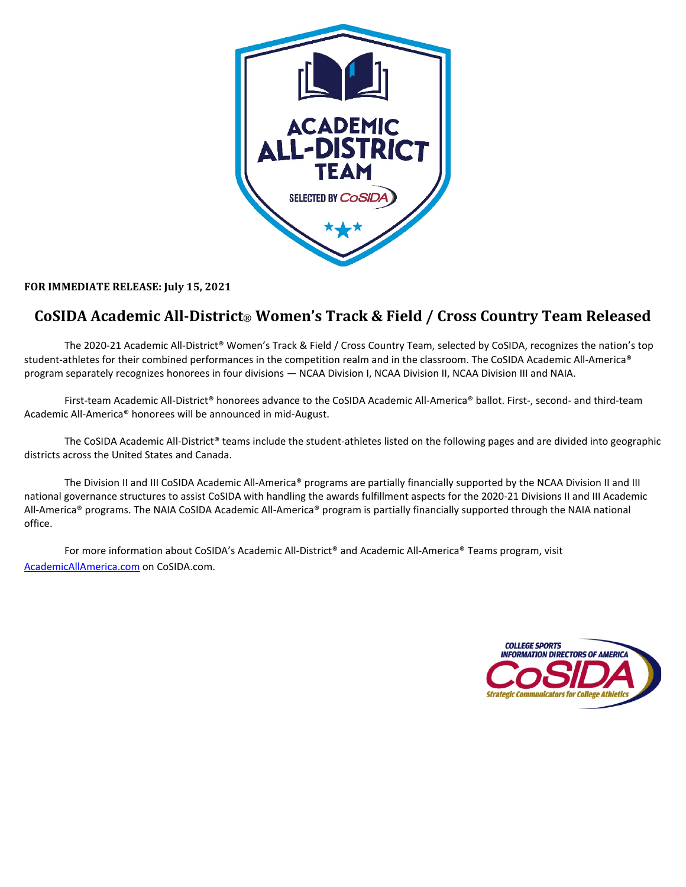**FOR IMMEDIATE RELEASE: July 15, 2021**

# CoSIDA Academic All-District® Women's Track & Field / Cross Country Team Released

The 2020-21 Academic All-District® Women's Track & Field / Cross Country Team, selected by CoSIDA, recognizes the nation's top student-athletes for their combined performances in the competition realm and in the classroom. The CoSIDA Academic All-America® program separately recognizes honorees in four divisions — NCAA Division I, NCAA Division II, NCAA Division III and NAIA.

First-team Academic All-District® honorees advance to the CoSIDA Academic All-America® ballot. First-, second- and third-team Academic All-America® honorees will be announced in mid-August.

The CoSIDA Academic All-District® teams include the student-athletes listed on the following pages and are divided into geographic districts across the United States and Canada.

The Division II and III CoSIDA Academic All-America® programs are partially financially supported by the NCAA Division II and III national governance structures to assist CoSIDA with handling the awards fulfillment aspects for the 2020-21 Divisions II and III Academic All-America® programs. The NAIA CoSIDA Academic All-America® program is partially financially supported through the NAIA national office.

For more information about CoSIDA's Academic All-District® and Academic All-America® Teams program, visit AcademicAllAmerica.com on CoSIDA.com.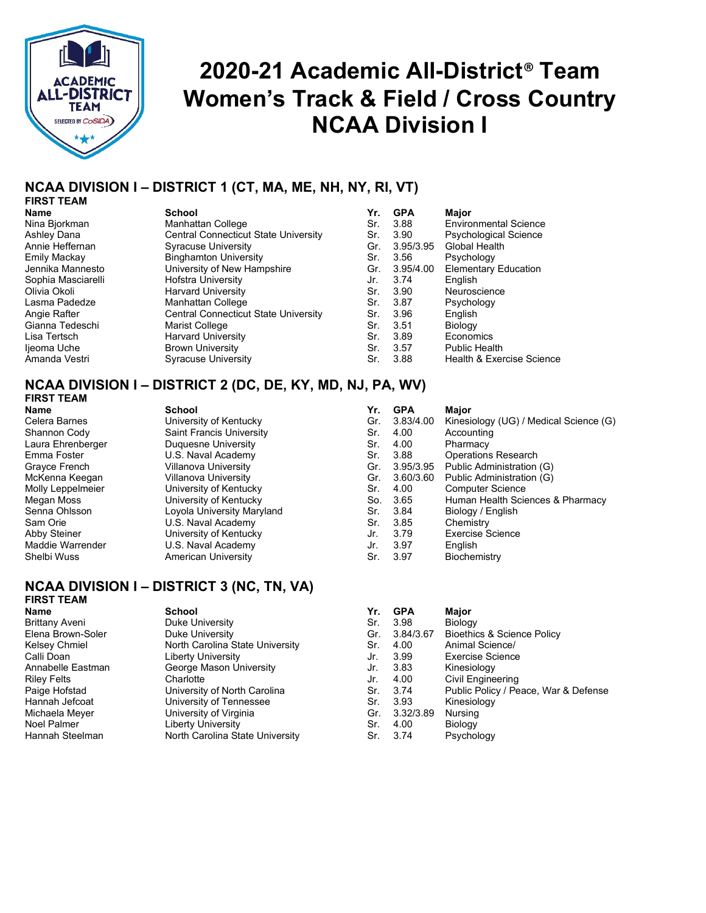# 2020-21 Academic All-District® Team Women's Track & Field / Cross Country NCAA Division I

## NCAA DIVISION I – DISTRICT 1 (CT, MA, ME, NH, NY, RI, VT)

### FIRST TEAM

| Name | School | Yr. | GPA | Major |
|---|---|---|---|---|
| Nina Bjorkman | Manhattan College | Sr. | 3.88 | Environmental Science |
| Ashley Dana | Central Connecticut State University | Sr. | 3.90 | Psychological Science |
| Annie Heffernan | Syracuse University | Gr. | 3.95/3.95 | Global Health |
| Emily Mackay | Binghamton University | Sr. | 3.56 | Psychology |
| Jennika Mannesto | University of New Hampshire | Gr. | 3.95/4.00 | Elementary Education |
| Sophia Masciarelli | Hofstra University | Jr. | 3.74 | English |
| Olivia Okoli | Harvard University | Sr. | 3.90 | Neuroscience |
| Lasma Padedze | Manhattan College | Sr. | 3.87 | Psychology |
| Angie Rafter | Central Connecticut State University | Sr. | 3.96 | English |
| Gianna Tedeschi | Marist College | Sr. | 3.51 | Biology |
| Lisa Tertsch | Harvard University | Sr. | 3.89 | Economics |
| Ijeoma Uche | Brown University | Sr. | 3.57 | Public Health |
| Amanda Vestri | Syracuse University | Sr. | 3.88 | Health & Exercise Science |

## NCAA DIVISION I – DISTRICT 2 (DC, DE, KY, MD, NJ, PA, WV)

### FIRST TEAM

| Name | School | Yr. | GPA | Major |
|---|---|---|---|---|
| Celera Barnes | University of Kentucky | Gr. | 3.83/4.00 | Kinesiology (UG) / Medical Science (G) |
| Shannon Cody | Saint Francis University | Sr. | 4.00 | Accounting |
| Laura Ehrenberger | Duquesne University | Sr. | 4.00 | Pharmacy |
| Emma Foster | U.S. Naval Academy | Sr. | 3.88 | Operations Research |
| Grayce French | Villanova University | Gr. | 3.95/3.95 | Public Administration (G) |
| McKenna Keegan | Villanova University | Gr. | 3.60/3.60 | Public Administration (G) |
| Molly Leppelmeier | University of Kentucky | Sr. | 4.00 | Computer Science |
| Megan Moss | University of Kentucky | So. | 3.65 | Human Health Sciences & Pharmacy |
| Senna Ohlsson | Loyola University Maryland | Sr. | 3.84 | Biology / English |
| Sam Orie | U.S. Naval Academy | Sr. | 3.85 | Chemistry |
| Abby Steiner | University of Kentucky | Jr. | 3.79 | Exercise Science |
| Maddie Warrender | U.S. Naval Academy | Jr. | 3.97 | English |
| Shelbi Wuss | American University | Sr. | 3.97 | Biochemistry |

## NCAA DIVISION I – DISTRICT 3 (NC, TN, VA)

### FIRST TEAM

| Name | School | Yr. | GPA | Major |
|---|---|---|---|---|
| Brittany Aveni | Duke University | Sr. | 3.98 | Biology |
| Elena Brown-Soler | Duke University | Gr. | 3.84/3.67 | Bioethics & Science Policy |
| Kelsey Chmiel | North Carolina State University | Sr. | 4.00 | Animal Science/ |
| Calli Doan | Liberty University | Jr. | 3.99 | Exercise Science |
| Annabelle Eastman | George Mason University | Jr. | 3.83 | Kinesiology |
| Riley Felts | Charlotte | Jr. | 4.00 | Civil Engineering |
| Paige Hofstad | University of North Carolina | Sr. | 3.74 | Public Policy / Peace, War & Defense |
| Hannah Jefcoat | University of Tennessee | Sr. | 3.93 | Kinesiology |
| Michaela Meyer | University of Virginia | Gr. | 3.32/3.89 | Nursing |
| Noel Palmer | Liberty University | Sr. | 4.00 | Biology |
| Hannah Steelman | North Carolina State University | Sr. | 3.74 | Psychology |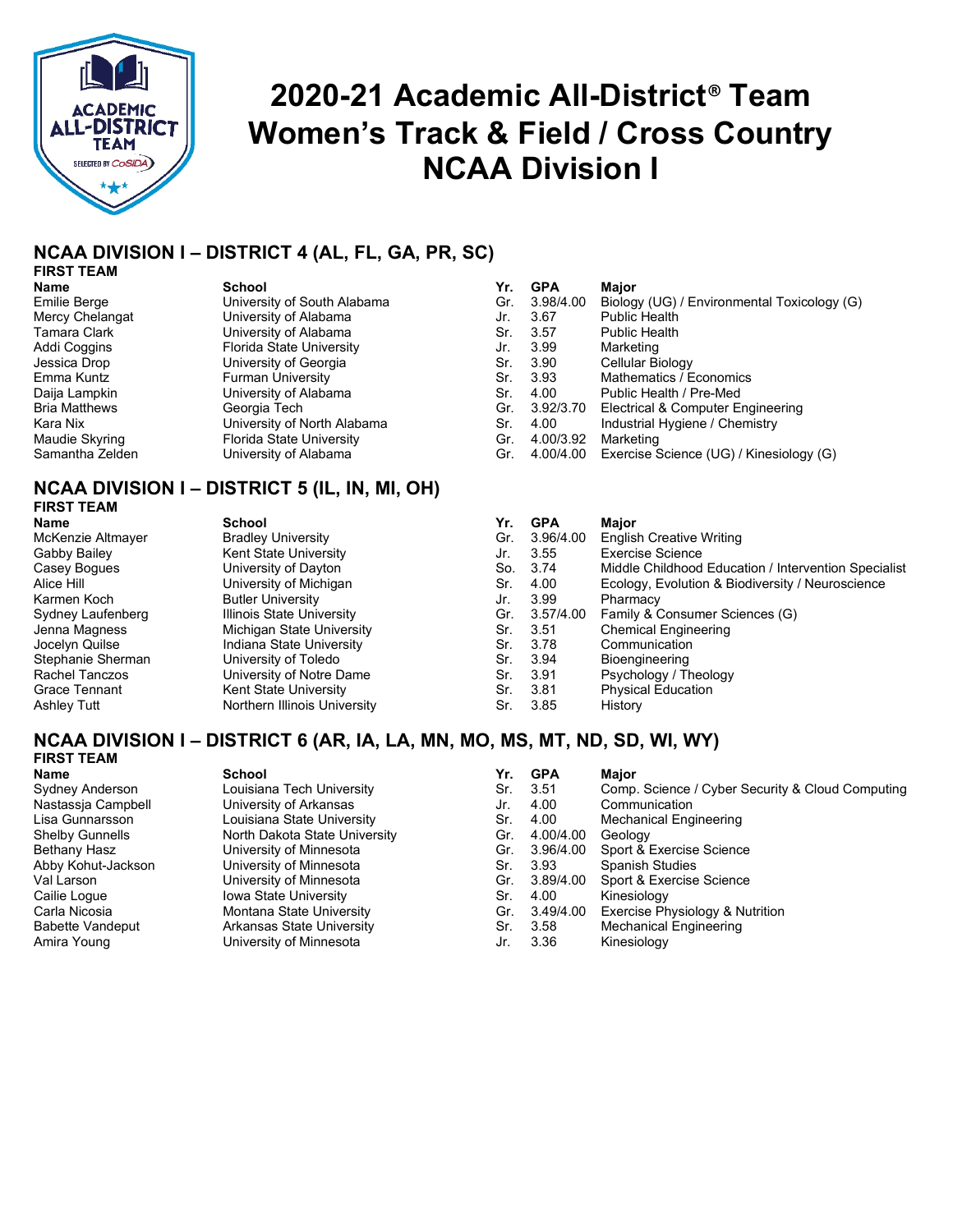# 2020-21 Academic All-District® Team Women's Track & Field / Cross Country NCAA Division I

## NCAA DIVISION I – DISTRICT 4 (AL, FL, GA, PR, SC)

### FIRST TEAM

| Name | School | Yr. | GPA | Major |
|---|---|---|---|---|
| Emilie Berge | University of South Alabama | Gr. | 3.98/4.00 | Biology (UG) / Environmental Toxicology (G) |
| Mercy Chelangat | University of Alabama | Jr. | 3.67 | Public Health |
| Tamara Clark | University of Alabama | Sr. | 3.57 | Public Health |
| Addi Coggins | Florida State University | Jr. | 3.99 | Marketing |
| Jessica Drop | University of Georgia | Sr. | 3.90 | Cellular Biology |
| Emma Kuntz | Furman University | Sr. | 3.93 | Mathematics / Economics |
| Daija Lampkin | University of Alabama | Sr. | 4.00 | Public Health / Pre-Med |
| Bria Matthews | Georgia Tech | Gr. | 3.92/3.70 | Electrical & Computer Engineering |
| Kara Nix | University of North Alabama | Sr. | 4.00 | Industrial Hygiene / Chemistry |
| Maudie Skyring | Florida State University | Gr. | 4.00/3.92 | Marketing |
| Samantha Zelden | University of Alabama | Gr. | 4.00/4.00 | Exercise Science (UG) / Kinesiology (G) |

## NCAA DIVISION I – DISTRICT 5 (IL, IN, MI, OH)

### FIRST TEAM

| Name | School | Yr. | GPA | Major |
|---|---|---|---|---|
| McKenzie Altmayer | Bradley University | Gr. | 3.96/4.00 | English Creative Writing |
| Gabby Bailey | Kent State University | Jr. | 3.55 | Exercise Science |
| Casey Bogues | University of Dayton | So. | 3.74 | Middle Childhood Education / Intervention Specialist |
| Alice Hill | University of Michigan | Sr. | 4.00 | Ecology, Evolution & Biodiversity / Neuroscience |
| Karmen Koch | Butler University | Jr. | 3.99 | Pharmacy |
| Sydney Laufenberg | Illinois State University | Gr. | 3.57/4.00 | Family & Consumer Sciences (G) |
| Jenna Magness | Michigan State University | Sr. | 3.51 | Chemical Engineering |
| Jocelyn Quilse | Indiana State University | Sr. | 3.78 | Communication |
| Stephanie Sherman | University of Toledo | Sr. | 3.94 | Bioengineering |
| Rachel Tanczos | University of Notre Dame | Sr. | 3.91 | Psychology / Theology |
| Grace Tennant | Kent State University | Sr. | 3.81 | Physical Education |
| Ashley Tutt | Northern Illinois University | Sr. | 3.85 | History |

## NCAA DIVISION I – DISTRICT 6 (AR, IA, LA, MN, MO, MS, MT, ND, SD, WI, WY)

### FIRST TEAM

| Name | School | Yr. | GPA | Major |
|---|---|---|---|---|
| Sydney Anderson | Louisiana Tech University | Sr. | 3.51 | Comp. Science / Cyber Security & Cloud Computing |
| Nastassja Campbell | University of Arkansas | Jr. | 4.00 | Communication |
| Lisa Gunnarsson | Louisiana State University | Sr. | 4.00 | Mechanical Engineering |
| Shelby Gunnells | North Dakota State University | Gr. | 4.00/4.00 | Geology |
| Bethany Hasz | University of Minnesota | Gr. | 3.96/4.00 | Sport & Exercise Science |
| Abby Kohut-Jackson | University of Minnesota | Sr. | 3.93 | Spanish Studies |
| Val Larson | University of Minnesota | Gr. | 3.89/4.00 | Sport & Exercise Science |
| Cailie Logue | Iowa State University | Sr. | 4.00 | Kinesiology |
| Carla Nicosia | Montana State University | Gr. | 3.49/4.00 | Exercise Physiology & Nutrition |
| Babette Vandeput | Arkansas State University | Sr. | 3.58 | Mechanical Engineering |
| Amira Young | University of Minnesota | Jr. | 3.36 | Kinesiology |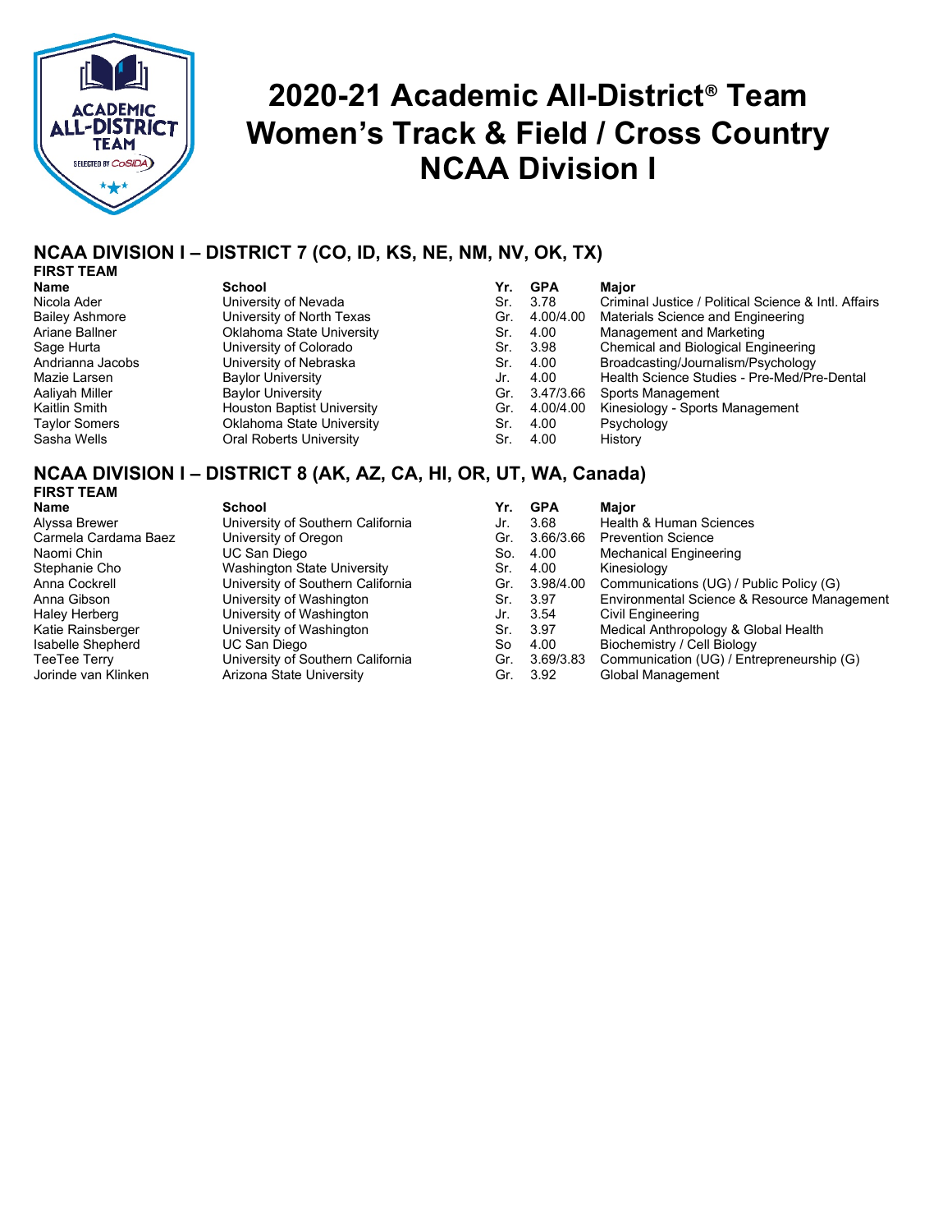# 2020-21 Academic All-District® Team
# Women's Track & Field / Cross Country
# NCAA Division I

## NCAA DIVISION I – DISTRICT 7 (CO, ID, KS, NE, NM, NV, OK, TX)

### FIRST TEAM

| Name | School | Yr. | GPA | Major |
|---|---|---|---|---|
| Nicola Ader | University of Nevada | Sr. | 3.78 | Criminal Justice / Political Science & Intl. Affairs |
| Bailey Ashmore | University of North Texas | Gr. | 4.00/4.00 | Materials Science and Engineering |
| Ariane Ballner | Oklahoma State University | Sr. | 4.00 | Management and Marketing |
| Sage Hurta | University of Colorado | Sr. | 3.98 | Chemical and Biological Engineering |
| Andrianna Jacobs | University of Nebraska | Sr. | 4.00 | Broadcasting/Journalism/Psychology |
| Mazie Larsen | Baylor University | Jr. | 4.00 | Health Science Studies - Pre-Med/Pre-Dental |
| Aaliyah Miller | Baylor University | Gr. | 3.47/3.66 | Sports Management |
| Kaitlin Smith | Houston Baptist University | Gr. | 4.00/4.00 | Kinesiology - Sports Management |
| Taylor Somers | Oklahoma State University | Sr. | 4.00 | Psychology |
| Sasha Wells | Oral Roberts University | Sr. | 4.00 | History |

## NCAA DIVISION I – DISTRICT 8 (AK, AZ, CA, HI, OR, UT, WA, Canada)

### FIRST TEAM

| Name | School | Yr. | GPA | Major |
|---|---|---|---|---|
| Alyssa Brewer | University of Southern California | Jr. | 3.68 | Health & Human Sciences |
| Carmela Cardama Baez | University of Oregon | Gr. | 3.66/3.66 | Prevention Science |
| Naomi Chin | UC San Diego | So. | 4.00 | Mechanical Engineering |
| Stephanie Cho | Washington State University | Sr. | 4.00 | Kinesiology |
| Anna Cockrell | University of Southern California | Gr. | 3.98/4.00 | Communications (UG) / Public Policy (G) |
| Anna Gibson | University of Washington | Sr. | 3.97 | Environmental Science & Resource Management |
| Haley Herberg | University of Washington | Jr. | 3.54 | Civil Engineering |
| Katie Rainsberger | University of Washington | Sr. | 3.97 | Medical Anthropology & Global Health |
| Isabelle Shepherd | UC San Diego | So | 4.00 | Biochemistry / Cell Biology |
| TeeTee Terry | University of Southern California | Gr. | 3.69/3.83 | Communication (UG) / Entrepreneurship (G) |
| Jorinde van Klinken | Arizona State University | Gr. | 3.92 | Global Management |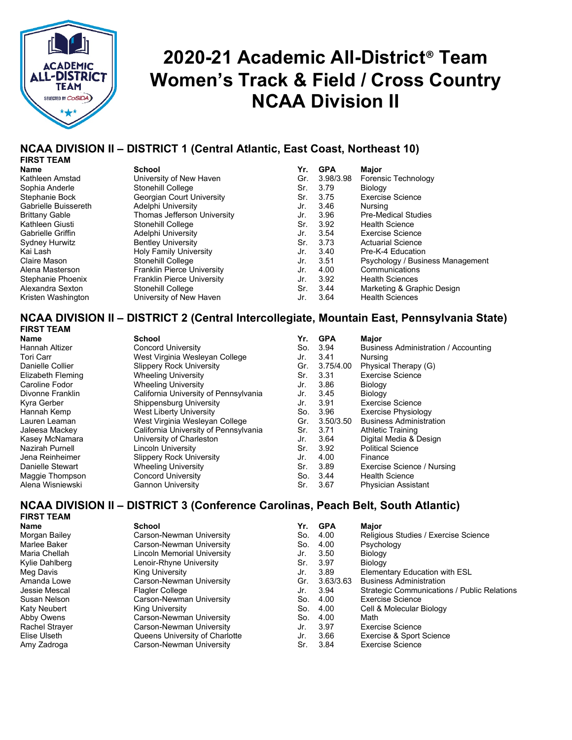# 2020-21 Academic All-District® Team
# Women's Track & Field / Cross Country
# NCAA Division II

## NCAA DIVISION II – DISTRICT 1 (Central Atlantic, East Coast, Northeast 10)

**FIRST TEAM**

| Name | School | Yr. | GPA | Major |
|---|---|---|---|---|
| Kathleen Amstad | University of New Haven | Gr. | 3.98/3.98 | Forensic Technology |
| Sophia Anderle | Stonehill College | Sr. | 3.79 | Biology |
| Stephanie Bock | Georgian Court University | Sr. | 3.75 | Exercise Science |
| Gabrielle Buissereth | Adelphi University | Jr. | 3.46 | Nursing |
| Brittany Gable | Thomas Jefferson University | Jr. | 3.96 | Pre-Medical Studies |
| Kathleen Giusti | Stonehill College | Sr. | 3.92 | Health Science |
| Gabrielle Griffin | Adelphi University | Jr. | 3.54 | Exercise Science |
| Sydney Hurwitz | Bentley University | Sr. | 3.73 | Actuarial Science |
| Kai Lash | Holy Family University | Jr. | 3.40 | Pre-K-4 Education |
| Claire Mason | Stonehill College | Jr. | 3.51 | Psychology / Business Management |
| Alena Masterson | Franklin Pierce University | Jr. | 4.00 | Communications |
| Stephanie Phoenix | Franklin Pierce University | Jr. | 3.92 | Health Sciences |
| Alexandra Sexton | Stonehill College | Sr. | 3.44 | Marketing & Graphic Design |
| Kristen Washington | University of New Haven | Jr. | 3.64 | Health Sciences |

## NCAA DIVISION II – DISTRICT 2 (Central Intercollegiate, Mountain East, Pennsylvania State)

**FIRST TEAM**

| Name | School | Yr. | GPA | Major |
|---|---|---|---|---|
| Hannah Altizer | Concord University | So. | 3.94 | Business Administration / Accounting |
| Tori Carr | West Virginia Wesleyan College | Jr. | 3.41 | Nursing |
| Danielle Collier | Slippery Rock University | Gr. | 3.75/4.00 | Physical Therapy (G) |
| Elizabeth Fleming | Wheeling University | Sr. | 3.31 | Exercise Science |
| Caroline Fodor | Wheeling University | Jr. | 3.86 | Biology |
| Divonne Franklin | California University of Pennsylvania | Jr. | 3.45 | Biology |
| Kyra Gerber | Shippensburg University | Jr. | 3.91 | Exercise Science |
| Hannah Kemp | West Liberty University | So. | 3.96 | Exercise Physiology |
| Lauren Leaman | West Virginia Wesleyan College | Gr. | 3.50/3.50 | Business Administration |
| Jaleesa Mackey | California University of Pennsylvania | Sr. | 3.71 | Athletic Training |
| Kasey McNamara | University of Charleston | Jr. | 3.64 | Digital Media & Design |
| Nazirah Purnell | Lincoln University | Sr. | 3.92 | Political Science |
| Jena Reinheimer | Slippery Rock University | Jr. | 4.00 | Finance |
| Danielle Stewart | Wheeling University | Sr. | 3.89 | Exercise Science / Nursing |
| Maggie Thompson | Concord University | So. | 3.44 | Health Science |
| Alena Wisniewski | Gannon University | Sr. | 3.67 | Physician Assistant |

## NCAA DIVISION II – DISTRICT 3 (Conference Carolinas, Peach Belt, South Atlantic)

**FIRST TEAM**

| Name | School | Yr. | GPA | Major |
|---|---|---|---|---|
| Morgan Bailey | Carson-Newman University | So. | 4.00 | Religious Studies / Exercise Science |
| Marlee Baker | Carson-Newman University | So. | 4.00 | Psychology |
| Maria Chellah | Lincoln Memorial University | Jr. | 3.50 | Biology |
| Kylie Dahlberg | Lenoir-Rhyne University | Sr. | 3.97 | Biology |
| Meg Davis | King University | Jr. | 3.89 | Elementary Education with ESL |
| Amanda Lowe | Carson-Newman University | Gr. | 3.63/3.63 | Business Administration |
| Jessie Mescal | Flagler College | Jr. | 3.94 | Strategic Communications / Public Relations |
| Susan Nelson | Carson-Newman University | So. | 4.00 | Exercise Science |
| Katy Neubert | King University | So. | 4.00 | Cell & Molecular Biology |
| Abby Owens | Carson-Newman University | So. | 4.00 | Math |
| Rachel Strayer | Carson-Newman University | Jr. | 3.97 | Exercise Science |
| Elise Ulseth | Queens University of Charlotte | Jr. | 3.66 | Exercise & Sport Science |
| Amy Zadroga | Carson-Newman University | Sr. | 3.84 | Exercise Science |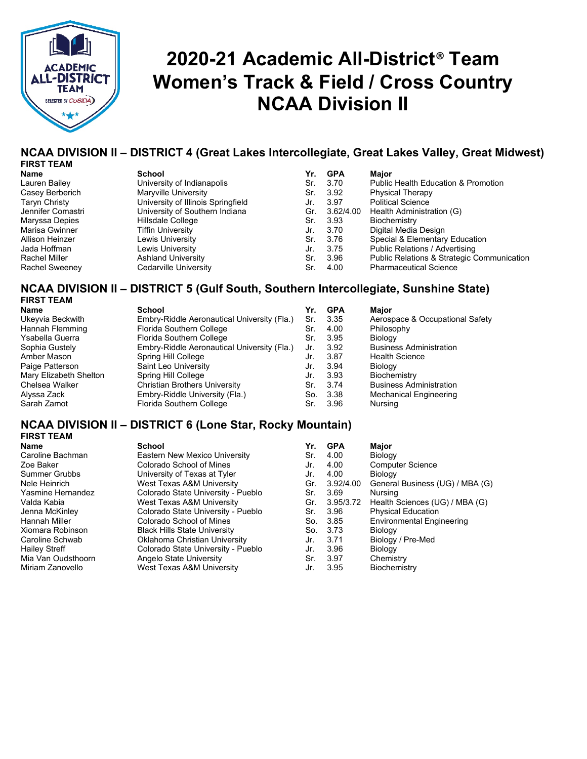# 2020-21 Academic All-District® Team Women's Track & Field / Cross Country NCAA Division II

## NCAA DIVISION II – DISTRICT 4 (Great Lakes Intercollegiate, Great Lakes Valley, Great Midwest)

### FIRST TEAM

| Name | School | Yr. | GPA | Major |
|---|---|---|---|---|
| Lauren Bailey | University of Indianapolis | Sr. | 3.70 | Public Health Education & Promotion |
| Casey Berberich | Maryville University | Sr. | 3.92 | Physical Therapy |
| Taryn Christy | University of Illinois Springfield | Jr. | 3.97 | Political Science |
| Jennifer Comastri | University of Southern Indiana | Gr. | 3.62/4.00 | Health Administration (G) |
| Maryssa Depies | Hillsdale College | Sr. | 3.93 | Biochemistry |
| Marisa Gwinner | Tiffin University | Jr. | 3.70 | Digital Media Design |
| Allison Heinzer | Lewis University | Sr. | 3.76 | Special & Elementary Education |
| Jada Hoffman | Lewis University | Jr. | 3.75 | Public Relations / Advertising |
| Rachel Miller | Ashland University | Sr. | 3.96 | Public Relations & Strategic Communication |
| Rachel Sweeney | Cedarville University | Sr. | 4.00 | Pharmaceutical Science |

## NCAA DIVISION II – DISTRICT 5 (Gulf South, Southern Intercollegiate, Sunshine State)

### FIRST TEAM

| Name | School | Yr. | GPA | Major |
|---|---|---|---|---|
| Ukeyvia Beckwith | Embry-Riddle Aeronautical University (Fla.) | Sr. | 3.35 | Aerospace & Occupational Safety |
| Hannah Flemming | Florida Southern College | Sr. | 4.00 | Philosophy |
| Ysabella Guerra | Florida Southern College | Sr. | 3.95 | Biology |
| Sophia Gustely | Embry-Riddle Aeronautical University (Fla.) | Jr. | 3.92 | Business Administration |
| Amber Mason | Spring Hill College | Jr. | 3.87 | Health Science |
| Paige Patterson | Saint Leo University | Jr. | 3.94 | Biology |
| Mary Elizabeth Shelton | Spring Hill College | Jr. | 3.93 | Biochemistry |
| Chelsea Walker | Christian Brothers University | Sr. | 3.74 | Business Administration |
| Alyssa Zack | Embry-Riddle University (Fla.) | So. | 3.38 | Mechanical Engineering |
| Sarah Zamot | Florida Southern College | Sr. | 3.96 | Nursing |

## NCAA DIVISION II – DISTRICT 6 (Lone Star, Rocky Mountain)

### FIRST TEAM

| Name | School | Yr. | GPA | Major |
|---|---|---|---|---|
| Caroline Bachman | Eastern New Mexico University | Sr. | 4.00 | Biology |
| Zoe Baker | Colorado School of Mines | Jr. | 4.00 | Computer Science |
| Summer Grubbs | University of Texas at Tyler | Jr. | 4.00 | Biology |
| Nele Heinrich | West Texas A&M University | Gr. | 3.92/4.00 | General Business (UG) / MBA (G) |
| Yasmine Hernandez | Colorado State University - Pueblo | Sr. | 3.69 | Nursing |
| Valda Kabia | West Texas A&M University | Gr. | 3.95/3.72 | Health Sciences (UG) / MBA (G) |
| Jenna McKinley | Colorado State University - Pueblo | Sr. | 3.96 | Physical Education |
| Hannah Miller | Colorado School of Mines | So. | 3.85 | Environmental Engineering |
| Xiomara Robinson | Black Hills State University | So. | 3.73 | Biology |
| Caroline Schwab | Oklahoma Christian University | Jr. | 3.71 | Biology / Pre-Med |
| Hailey Streff | Colorado State University - Pueblo | Jr. | 3.96 | Biology |
| Mia Van Oudsthoorn | Angelo State University | Sr. | 3.97 | Chemistry |
| Miriam Zanovello | West Texas A&M University | Jr. | 3.95 | Biochemistry |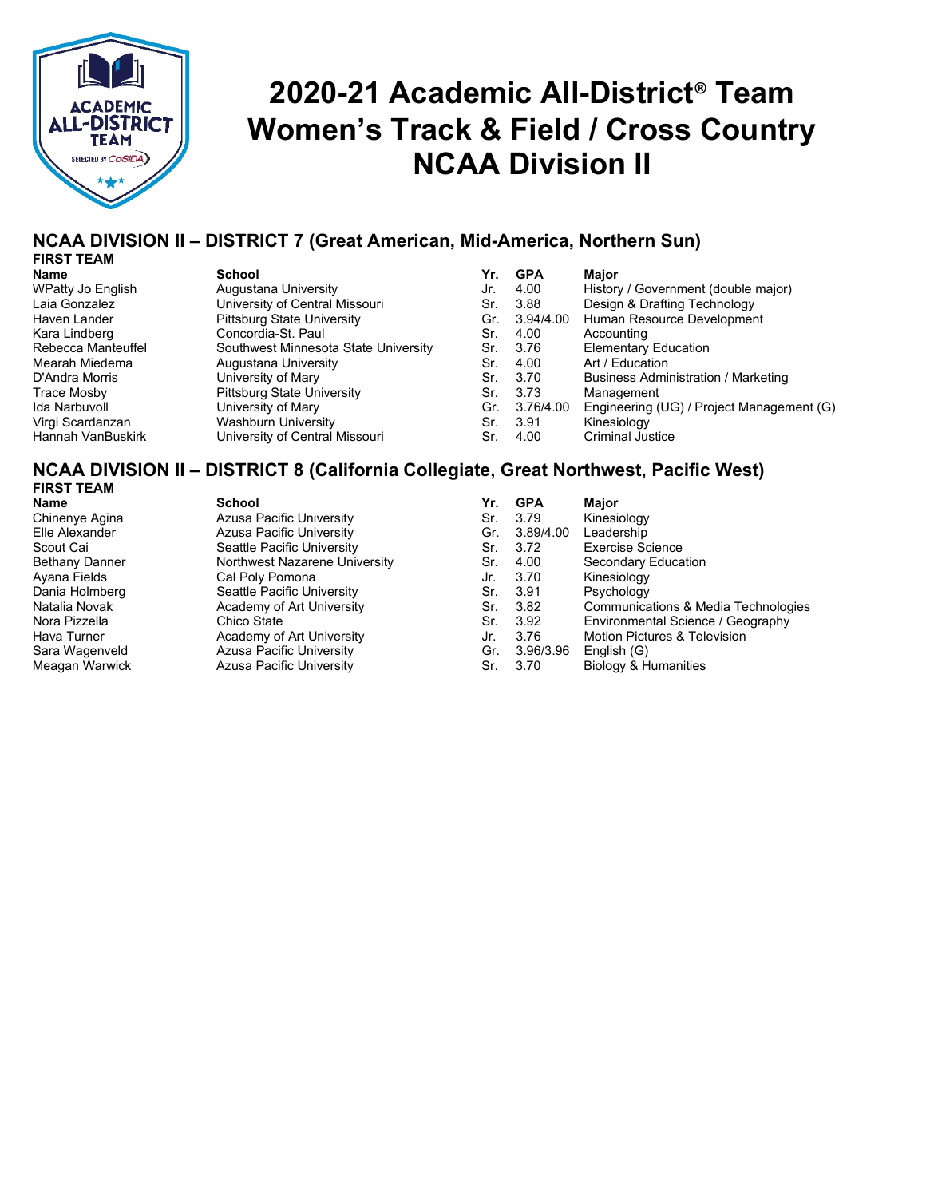# 2020-21 Academic All-District® Team
# Women's Track & Field / Cross Country
# NCAA Division II

## NCAA DIVISION II – DISTRICT 7 (Great American, Mid-America, Northern Sun)

**FIRST TEAM**

| Name | School | Yr. | GPA | Major |
|---|---|---|---|---|
| WPatty Jo English | Augustana University | Jr. | 4.00 | History / Government (double major) |
| Laia Gonzalez | University of Central Missouri | Sr. | 3.88 | Design & Drafting Technology |
| Haven Lander | Pittsburg State University | Gr. | 3.94/4.00 | Human Resource Development |
| Kara Lindberg | Concordia-St. Paul | Sr. | 4.00 | Accounting |
| Rebecca Manteuffel | Southwest Minnesota State University | Sr. | 3.76 | Elementary Education |
| Mearah Miedema | Augustana University | Sr. | 4.00 | Art / Education |
| D'Andra Morris | University of Mary | Sr. | 3.70 | Business Administration / Marketing |
| Trace Mosby | Pittsburg State University | Sr. | 3.73 | Management |
| Ida Narbuvoll | University of Mary | Gr. | 3.76/4.00 | Engineering (UG) / Project Management (G) |
| Virgi Scardanzan | Washburn University | Sr. | 3.91 | Kinesiology |
| Hannah VanBuskirk | University of Central Missouri | Sr. | 4.00 | Criminal Justice |

## NCAA DIVISION II – DISTRICT 8 (California Collegiate, Great Northwest, Pacific West)

**FIRST TEAM**

| Name | School | Yr. | GPA | Major |
|---|---|---|---|---|
| Chinenye Agina | Azusa Pacific University | Sr. | 3.79 | Kinesiology |
| Elle Alexander | Azusa Pacific University | Gr. | 3.89/4.00 | Leadership |
| Scout Cai | Seattle Pacific University | Sr. | 3.72 | Exercise Science |
| Bethany Danner | Northwest Nazarene University | Sr. | 4.00 | Secondary Education |
| Ayana Fields | Cal Poly Pomona | Jr. | 3.70 | Kinesiology |
| Dania Holmberg | Seattle Pacific University | Sr. | 3.91 | Psychology |
| Natalia Novak | Academy of Art University | Sr. | 3.82 | Communications & Media Technologies |
| Nora Pizzella | Chico State | Sr. | 3.92 | Environmental Science / Geography |
| Hava Turner | Academy of Art University | Jr. | 3.76 | Motion Pictures & Television |
| Sara Wagenveld | Azusa Pacific University | Gr. | 3.96/3.96 | English (G) |
| Meagan Warwick | Azusa Pacific University | Sr. | 3.70 | Biology & Humanities |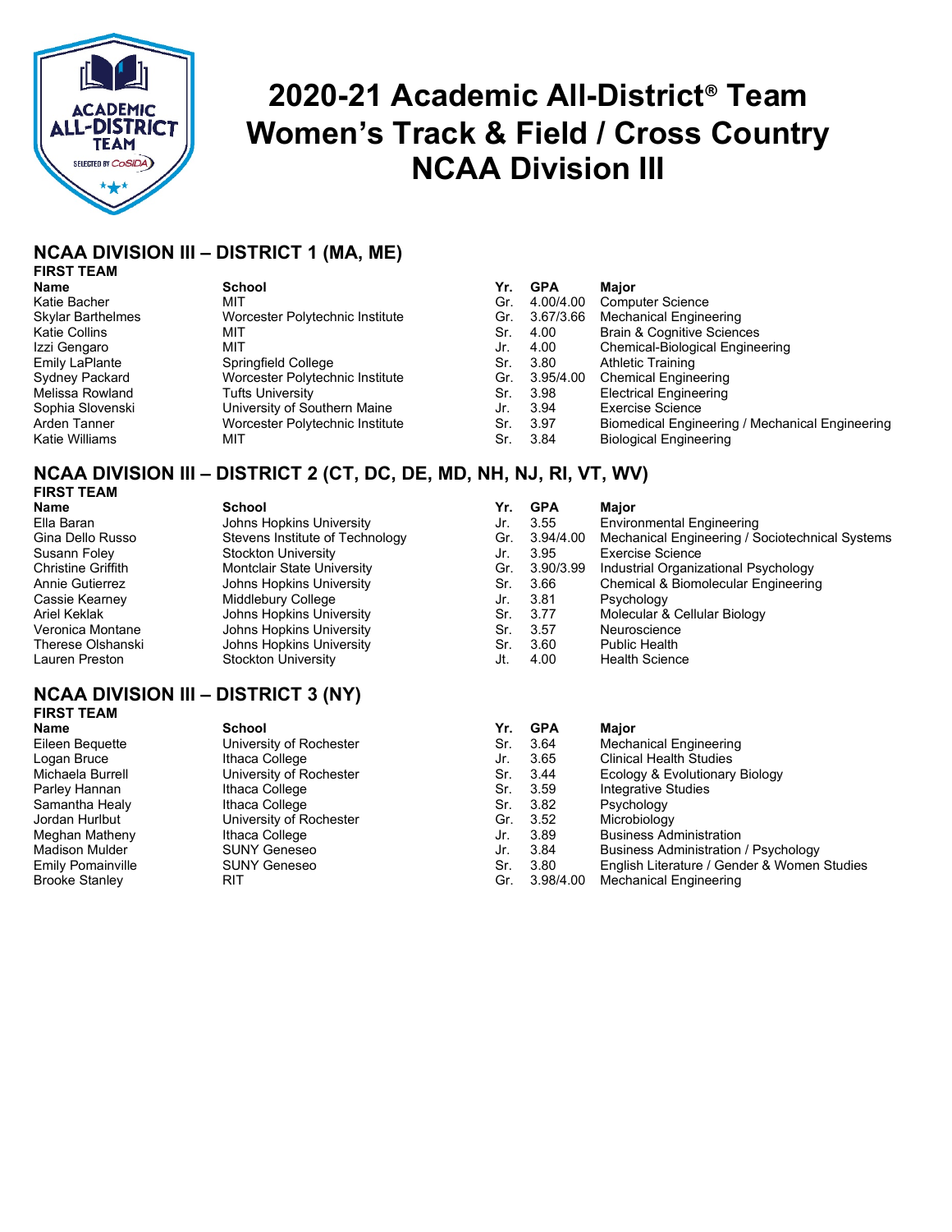# 2020-21 Academic All-District® Team
# Women's Track & Field / Cross Country
# NCAA Division III

## NCAA DIVISION III – DISTRICT 1 (MA, ME)

**FIRST TEAM**

| Name | School | Yr. | GPA | Major |
|---|---|---|---|---|
| Katie Bacher | MIT | Gr. | 4.00/4.00 | Computer Science |
| Skylar Barthelmes | Worcester Polytechnic Institute | Gr. | 3.67/3.66 | Mechanical Engineering |
| Katie Collins | MIT | Sr. | 4.00 | Brain & Cognitive Sciences |
| Izzi Gengaro | MIT | Jr. | 4.00 | Chemical-Biological Engineering |
| Emily LaPlante | Springfield College | Sr. | 3.80 | Athletic Training |
| Sydney Packard | Worcester Polytechnic Institute | Gr. | 3.95/4.00 | Chemical Engineering |
| Melissa Rowland | Tufts University | Sr. | 3.98 | Electrical Engineering |
| Sophia Slovenski | University of Southern Maine | Jr. | 3.94 | Exercise Science |
| Arden Tanner | Worcester Polytechnic Institute | Sr. | 3.97 | Biomedical Engineering / Mechanical Engineering |
| Katie Williams | MIT | Sr. | 3.84 | Biological Engineering |

## NCAA DIVISION III – DISTRICT 2 (CT, DC, DE, MD, NH, NJ, RI, VT, WV)

**FIRST TEAM**

| Name | School | Yr. | GPA | Major |
|---|---|---|---|---|
| Ella Baran | Johns Hopkins University | Jr. | 3.55 | Environmental Engineering |
| Gina Dello Russo | Stevens Institute of Technology | Gr. | 3.94/4.00 | Mechanical Engineering / Sociotechnical Systems |
| Susann Foley | Stockton University | Jr. | 3.95 | Exercise Science |
| Christine Griffith | Montclair State University | Gr. | 3.90/3.99 | Industrial Organizational Psychology |
| Annie Gutierrez | Johns Hopkins University | Sr. | 3.66 | Chemical & Biomolecular Engineering |
| Cassie Kearney | Middlebury College | Jr. | 3.81 | Psychology |
| Ariel Keklak | Johns Hopkins University | Sr. | 3.77 | Molecular & Cellular Biology |
| Veronica Montane | Johns Hopkins University | Sr. | 3.57 | Neuroscience |
| Therese Olshanski | Johns Hopkins University | Sr. | 3.60 | Public Health |
| Lauren Preston | Stockton University | Jt. | 4.00 | Health Science |

## NCAA DIVISION III – DISTRICT 3 (NY)

**FIRST TEAM**

| Name | School | Yr. | GPA | Major |
|---|---|---|---|---|
| Eileen Bequette | University of Rochester | Sr. | 3.64 | Mechanical Engineering |
| Logan Bruce | Ithaca College | Jr. | 3.65 | Clinical Health Studies |
| Michaela Burrell | University of Rochester | Sr. | 3.44 | Ecology & Evolutionary Biology |
| Parley Hannan | Ithaca College | Sr. | 3.59 | Integrative Studies |
| Samantha Healy | Ithaca College | Sr. | 3.82 | Psychology |
| Jordan Hurlbut | University of Rochester | Gr. | 3.52 | Microbiology |
| Meghan Matheny | Ithaca College | Jr. | 3.89 | Business Administration |
| Madison Mulder | SUNY Geneseo | Jr. | 3.84 | Business Administration / Psychology |
| Emily Pomainville | SUNY Geneseo | Sr. | 3.80 | English Literature / Gender & Women Studies |
| Brooke Stanley | RIT | Gr. | 3.98/4.00 | Mechanical Engineering |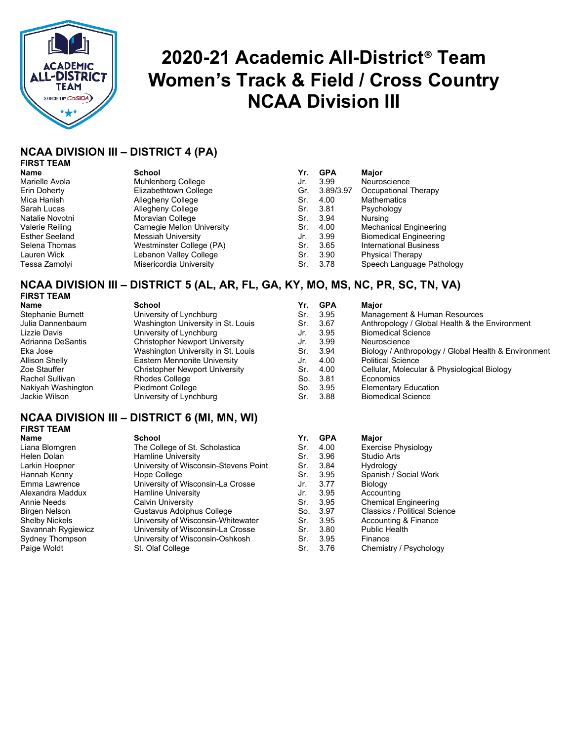# 2020-21 Academic All-District® Team
# Women's Track & Field / Cross Country
# NCAA Division III

## NCAA DIVISION III – DISTRICT 4 (PA)

### FIRST TEAM

| Name | School | Yr. | GPA | Major |
|---|---|---|---|---|
| Marielle Avola | Muhlenberg College | Jr. | 3.99 | Neuroscience |
| Erin Doherty | Elizabethtown College | Gr. | 3.89/3.97 | Occupational Therapy |
| Mica Hanish | Allegheny College | Sr. | 4.00 | Mathematics |
| Sarah Lucas | Allegheny College | Sr. | 3.81 | Psychology |
| Natalie Novotni | Moravian College | Sr. | 3.94 | Nursing |
| Valerie Reiling | Carnegie Mellon University | Sr. | 4.00 | Mechanical Engineering |
| Esther Seeland | Messiah University | Jr. | 3.99 | Biomedical Engineering |
| Selena Thomas | Westminster College (PA) | Sr. | 3.65 | International Business |
| Lauren Wick | Lebanon Valley College | Sr. | 3.90 | Physical Therapy |
| Tessa Zamolyi | Misericordia University | Sr. | 3.78 | Speech Language Pathology |

## NCAA DIVISION III – DISTRICT 5 (AL, AR, FL, GA, KY, MO, MS, NC, PR, SC, TN, VA)

### FIRST TEAM

| Name | School | Yr. | GPA | Major |
|---|---|---|---|---|
| Stephanie Burnett | University of Lynchburg | Sr. | 3.95 | Management & Human Resources |
| Julia Dannenbaum | Washington University in St. Louis | Sr. | 3.67 | Anthropology / Global Health & the Environment |
| Lizzie Davis | University of Lynchburg | Jr. | 3.95 | Biomedical Science |
| Adrianna DeSantis | Christopher Newport University | Jr. | 3.99 | Neuroscience |
| Eka Jose | Washington University in St. Louis | Sr. | 3.94 | Biology / Anthropology / Global Health & Environment |
| Allison Shelly | Eastern Mennonite University | Jr. | 4.00 | Political Science |
| Zoe Stauffer | Christopher Newport University | Sr. | 4.00 | Cellular, Molecular & Physiological Biology |
| Rachel Sullivan | Rhodes College | So. | 3.81 | Economics |
| Nakiyah Washington | Piedmont College | So. | 3.95 | Elementary Education |
| Jackie Wilson | University of Lynchburg | Sr. | 3.88 | Biomedical Science |

## NCAA DIVISION III – DISTRICT 6 (MI, MN, WI)

### FIRST TEAM

| Name | School | Yr. | GPA | Major |
|---|---|---|---|---|
| Liana Blomgren | The College of St. Scholastica | Sr. | 4.00 | Exercise Physiology |
| Helen Dolan | Hamline University | Sr. | 3.96 | Studio Arts |
| Larkin Hoepner | University of Wisconsin-Stevens Point | Sr. | 3.84 | Hydrology |
| Hannah Kenny | Hope College | Sr. | 3.95 | Spanish / Social Work |
| Emma Lawrence | University of Wisconsin-La Crosse | Jr. | 3.77 | Biology |
| Alexandra Maddux | Hamline University | Jr. | 3.95 | Accounting |
| Annie Needs | Calvin University | Sr. | 3.95 | Chemical Engineering |
| Birgen Nelson | Gustavus Adolphus College | So. | 3.97 | Classics / Political Science |
| Shelby Nickels | University of Wisconsin-Whitewater | Sr. | 3.95 | Accounting & Finance |
| Savannah Rygiewicz | University of Wisconsin-La Crosse | Sr. | 3.80 | Public Health |
| Sydney Thompson | University of Wisconsin-Oshkosh | Sr. | 3.95 | Finance |
| Paige Woldt | St. Olaf College | Sr. | 3.76 | Chemistry / Psychology |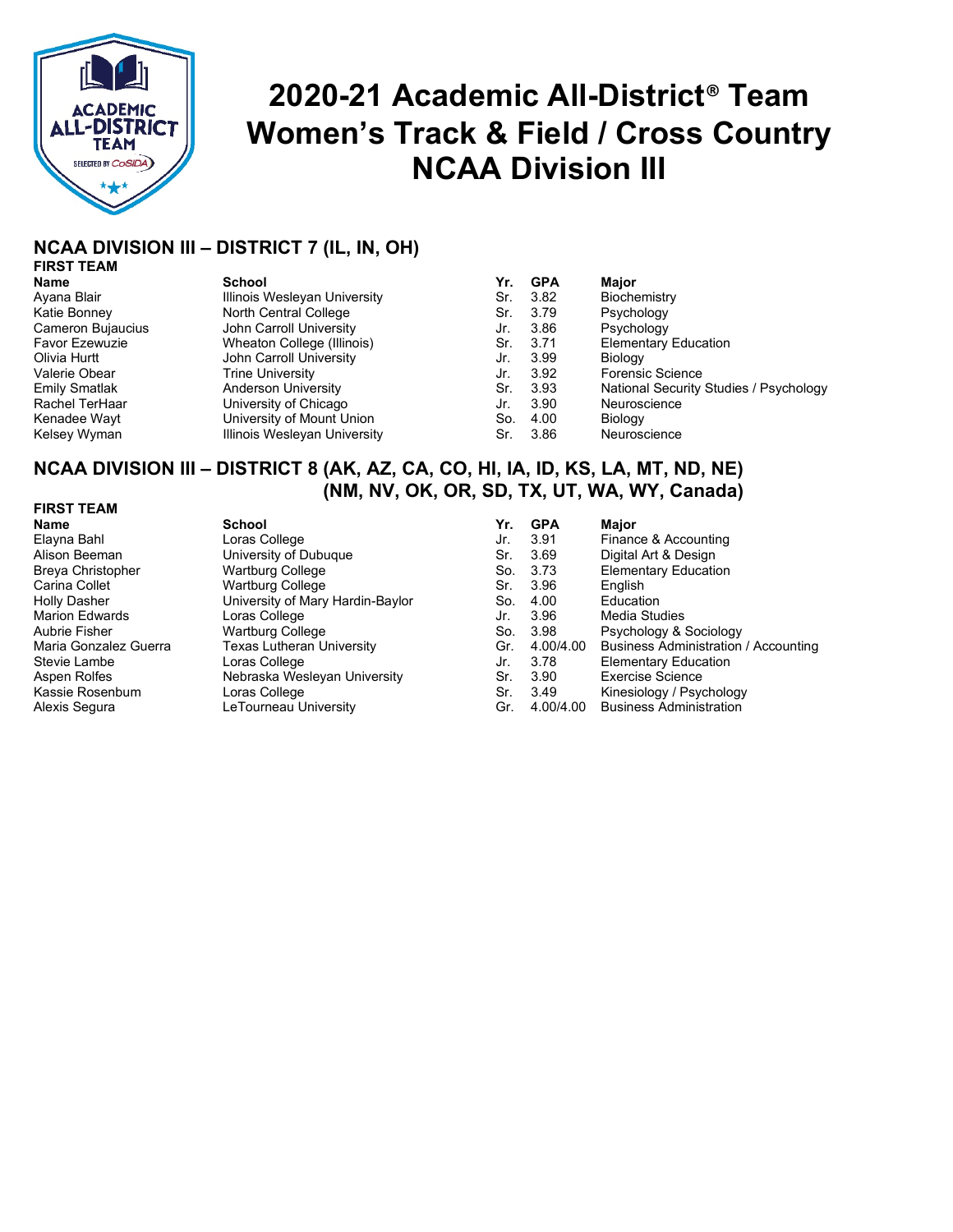# 2020-21 Academic All-District® Team
# Women's Track & Field / Cross Country
# NCAA Division III

## NCAA DIVISION III – DISTRICT 7 (IL, IN, OH)

### FIRST TEAM

| Name | School | Yr. | GPA | Major |
|---|---|---|---|---|
| Ayana Blair | Illinois Wesleyan University | Sr. | 3.82 | Biochemistry |
| Katie Bonney | North Central College | Sr. | 3.79 | Psychology |
| Cameron Bujaucius | John Carroll University | Jr. | 3.86 | Psychology |
| Favor Ezewuzie | Wheaton College (Illinois) | Sr. | 3.71 | Elementary Education |
| Olivia Hurtt | John Carroll University | Jr. | 3.99 | Biology |
| Valerie Obear | Trine University | Jr. | 3.92 | Forensic Science |
| Emily Smatlak | Anderson University | Sr. | 3.93 | National Security Studies / Psychology |
| Rachel TerHaar | University of Chicago | Jr. | 3.90 | Neuroscience |
| Kenadee Wayt | University of Mount Union | So. | 4.00 | Biology |
| Kelsey Wyman | Illinois Wesleyan University | Sr. | 3.86 | Neuroscience |

## NCAA DIVISION III – DISTRICT 8 (AK, AZ, CA, CO, HI, IA, ID, KS, LA, MT, ND, NE) (NM, NV, OK, OR, SD, TX, UT, WA, WY, Canada)

### FIRST TEAM

| Name | School | Yr. | GPA | Major |
|---|---|---|---|---|
| Elayna Bahl | Loras College | Jr. | 3.91 | Finance & Accounting |
| Alison Beeman | University of Dubuque | Sr. | 3.69 | Digital Art & Design |
| Breya Christopher | Wartburg College | So. | 3.73 | Elementary Education |
| Carina Collet | Wartburg College | Sr. | 3.96 | English |
| Holly Dasher | University of Mary Hardin-Baylor | So. | 4.00 | Education |
| Marion Edwards | Loras College | Jr. | 3.96 | Media Studies |
| Aubrie Fisher | Wartburg College | So. | 3.98 | Psychology & Sociology |
| Maria Gonzalez Guerra | Texas Lutheran University | Gr. | 4.00/4.00 | Business Administration / Accounting |
| Stevie Lambe | Loras College | Jr. | 3.78 | Elementary Education |
| Aspen Rolfes | Nebraska Wesleyan University | Sr. | 3.90 | Exercise Science |
| Kassie Rosenbum | Loras College | Sr. | 3.49 | Kinesiology / Psychology |
| Alexis Segura | LeTourneau University | Gr. | 4.00/4.00 | Business Administration |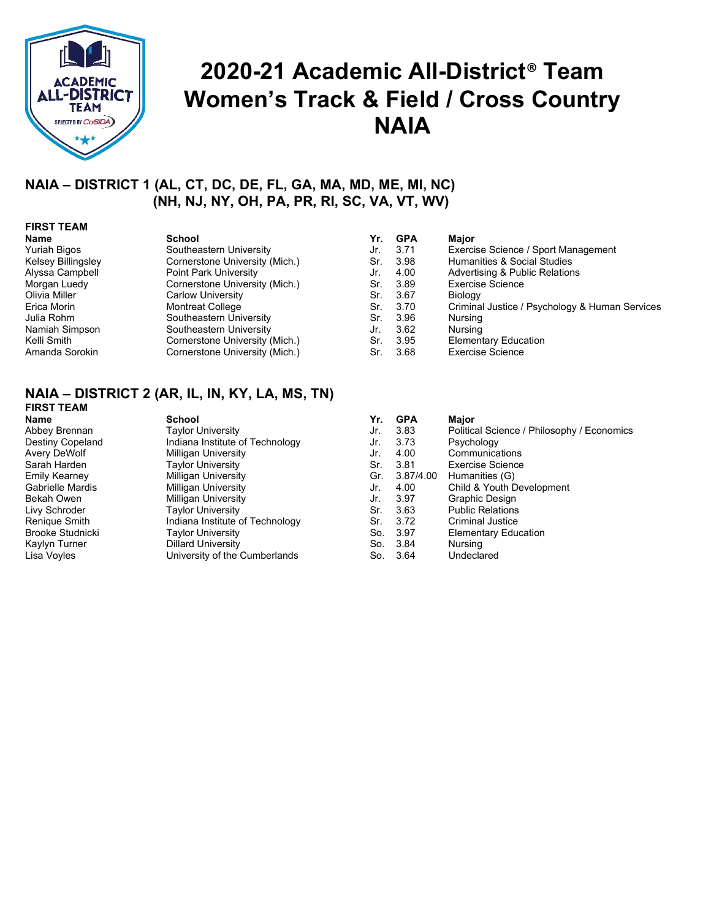# 2020-21 Academic All-District® Team
# Women's Track & Field / Cross Country
# NAIA

## NAIA – DISTRICT 1 (AL, CT, DC, DE, FL, GA, MA, MD, ME, MI, NC) (NH, NJ, NY, OH, PA, PR, RI, SC, VA, VT, WV)

### FIRST TEAM

| Name | School | Yr. | GPA | Major |
|---|---|---|---|---|
| Yuriah Bigos | Southeastern University | Jr. | 3.71 | Exercise Science / Sport Management |
| Kelsey Billingsley | Cornerstone University (Mich.) | Sr. | 3.98 | Humanities & Social Studies |
| Alyssa Campbell | Point Park University | Jr. | 4.00 | Advertising & Public Relations |
| Morgan Luedy | Cornerstone University (Mich.) | Sr. | 3.89 | Exercise Science |
| Olivia Miller | Carlow University | Sr. | 3.67 | Biology |
| Erica Morin | Montreat College | Sr. | 3.70 | Criminal Justice / Psychology & Human Services |
| Julia Rohm | Southeastern University | Sr. | 3.96 | Nursing |
| Namiah Simpson | Southeastern University | Jr. | 3.62 | Nursing |
| Kelli Smith | Cornerstone University (Mich.) | Sr. | 3.95 | Elementary Education |
| Amanda Sorokin | Cornerstone University (Mich.) | Sr. | 3.68 | Exercise Science |

## NAIA – DISTRICT 2 (AR, IL, IN, KY, LA, MS, TN)

### FIRST TEAM

| Name | School | Yr. | GPA | Major |
|---|---|---|---|---|
| Abbey Brennan | Taylor University | Jr. | 3.83 | Political Science / Philosophy / Economics |
| Destiny Copeland | Indiana Institute of Technology | Jr. | 3.73 | Psychology |
| Avery DeWolf | Milligan University | Jr. | 4.00 | Communications |
| Sarah Harden | Taylor University | Sr. | 3.81 | Exercise Science |
| Emily Kearney | Milligan University | Gr. | 3.87/4.00 | Humanities (G) |
| Gabrielle Mardis | Milligan University | Jr. | 4.00 | Child & Youth Development |
| Bekah Owen | Milligan University | Jr. | 3.97 | Graphic Design |
| Livy Schroder | Taylor University | Sr. | 3.63 | Public Relations |
| Renique Smith | Indiana Institute of Technology | Sr. | 3.72 | Criminal Justice |
| Brooke Studnicki | Taylor University | So. | 3.97 | Elementary Education |
| Kaylyn Turner | Dillard University | So. | 3.84 | Nursing |
| Lisa Voyles | University of the Cumberlands | So. | 3.64 | Undeclared |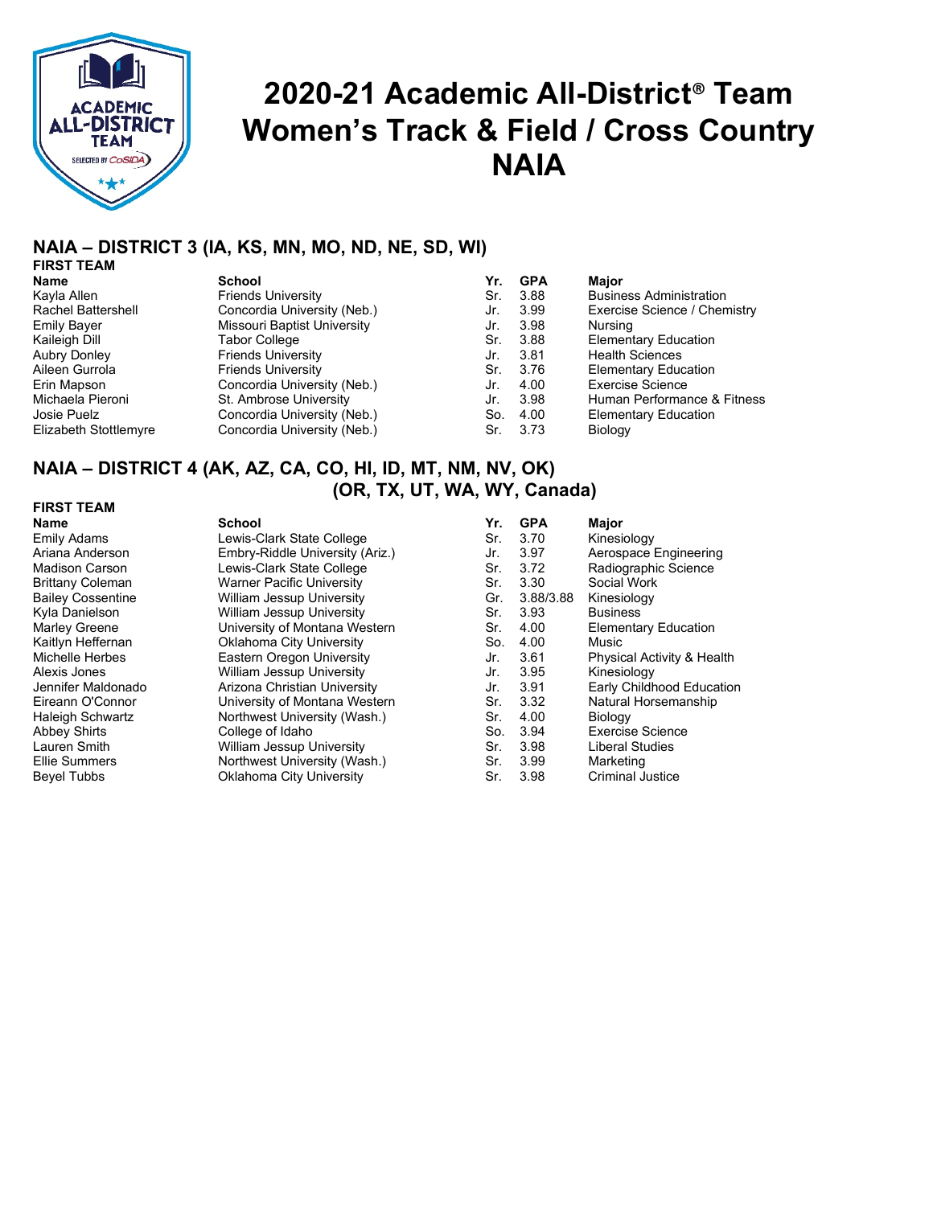# 2020-21 Academic All-District® Team Women's Track & Field / Cross Country NAIA

## NAIA – DISTRICT 3 (IA, KS, MN, MO, ND, NE, SD, WI)

### FIRST TEAM

| Name | School | Yr. | GPA | Major |
|---|---|---|---|---|
| Kayla Allen | Friends University | Sr. | 3.88 | Business Administration |
| Rachel Battershell | Concordia University (Neb.) | Jr. | 3.99 | Exercise Science / Chemistry |
| Emily Bayer | Missouri Baptist University | Jr. | 3.98 | Nursing |
| Kaileigh Dill | Tabor College | Sr. | 3.88 | Elementary Education |
| Aubry Donley | Friends University | Jr. | 3.81 | Health Sciences |
| Aileen Gurrola | Friends University | Sr. | 3.76 | Elementary Education |
| Erin Mapson | Concordia University (Neb.) | Jr. | 4.00 | Exercise Science |
| Michaela Pieroni | St. Ambrose University | Jr. | 3.98 | Human Performance & Fitness |
| Josie Puelz | Concordia University (Neb.) | So. | 4.00 | Elementary Education |
| Elizabeth Stottlemyre | Concordia University (Neb.) | Sr. | 3.73 | Biology |

## NAIA – DISTRICT 4 (AK, AZ, CA, CO, HI, ID, MT, NM, NV, OK) (OR, TX, UT, WA, WY, Canada)

### FIRST TEAM

| Name | School | Yr. | GPA | Major |
|---|---|---|---|---|
| Emily Adams | Lewis-Clark State College | Sr. | 3.70 | Kinesiology |
| Ariana Anderson | Embry-Riddle University (Ariz.) | Jr. | 3.97 | Aerospace Engineering |
| Madison Carson | Lewis-Clark State College | Sr. | 3.72 | Radiographic Science |
| Brittany Coleman | Warner Pacific University | Sr. | 3.30 | Social Work |
| Bailey Cossentine | William Jessup University | Gr. | 3.88/3.88 | Kinesiology |
| Kyla Danielson | William Jessup University | Sr. | 3.93 | Business |
| Marley Greene | University of Montana Western | Sr. | 4.00 | Elementary Education |
| Kaitlyn Heffernan | Oklahoma City University | So. | 4.00 | Music |
| Michelle Herbes | Eastern Oregon University | Jr. | 3.61 | Physical Activity & Health |
| Alexis Jones | William Jessup University | Jr. | 3.95 | Kinesiology |
| Jennifer Maldonado | Arizona Christian University | Jr. | 3.91 | Early Childhood Education |
| Eireann O'Connor | University of Montana Western | Sr. | 3.32 | Natural Horsemanship |
| Haleigh Schwartz | Northwest University (Wash.) | Sr. | 4.00 | Biology |
| Abbey Shirts | College of Idaho | So. | 3.94 | Exercise Science |
| Lauren Smith | William Jessup University | Sr. | 3.98 | Liberal Studies |
| Ellie Summers | Northwest University (Wash.) | Sr. | 3.99 | Marketing |
| Beyel Tubbs | Oklahoma City University | Sr. | 3.98 | Criminal Justice |